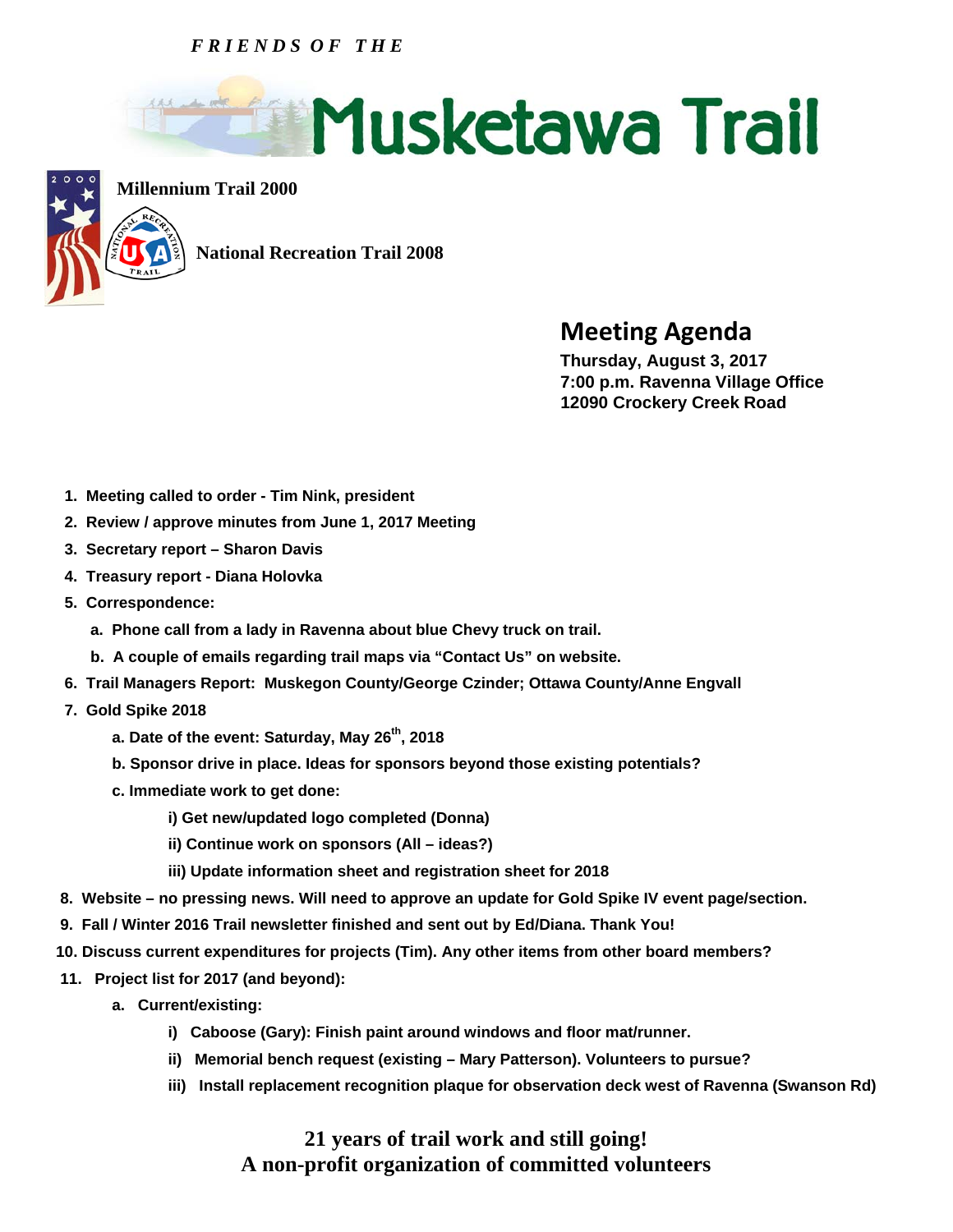*FRIENDS OF THE*

# Musketawa Trail

**Millennium Trail 2000**

**National Recreation Trail 2008**

## Meeting Agenda

**Thursday, August 3, 2017**
**7:00 p.m. Ravenna Village Office**
**12090 Crockery Creek Road**

1. **Meeting called to order - Tim Nink, president**
2. **Review / approve minutes from June 1, 2017 Meeting**
3. **Secretary report – Sharon Davis**
4. **Treasury report - Diana Holovka**
5. **Correspondence:**
   a. **Phone call from a lady in Ravenna about blue Chevy truck on trail.**
   b. **A couple of emails regarding trail maps via "Contact Us" on website.**
6. **Trail Managers Report: Muskegon County/George Czinder; Ottawa County/Anne Engvall**
7. **Gold Spike 2018**
   a. **Date of the event: Saturday, May 26th, 2018**
   b. **Sponsor drive in place. Ideas for sponsors beyond those existing potentials?**
   c. **Immediate work to get done:**
      i) **Get new/updated logo completed (Donna)**
      ii) **Continue work on sponsors (All – ideas?)**
      iii) **Update information sheet and registration sheet for 2018**
8. **Website – no pressing news. Will need to approve an update for Gold Spike IV event page/section.**
9. **Fall / Winter 2016 Trail newsletter finished and sent out by Ed/Diana. Thank You!**
10. **Discuss current expenditures for projects (Tim). Any other items from other board members?**
11. **Project list for 2017 (and beyond):**
    a. **Current/existing:**
       i) **Caboose (Gary): Finish paint around windows and floor mat/runner.**
       ii) **Memorial bench request (existing – Mary Patterson). Volunteers to pursue?**
       iii) **Install replacement recognition plaque for observation deck west of Ravenna (Swanson Rd)**

**21 years of trail work and still going!**
**A non-profit organization of committed volunteers**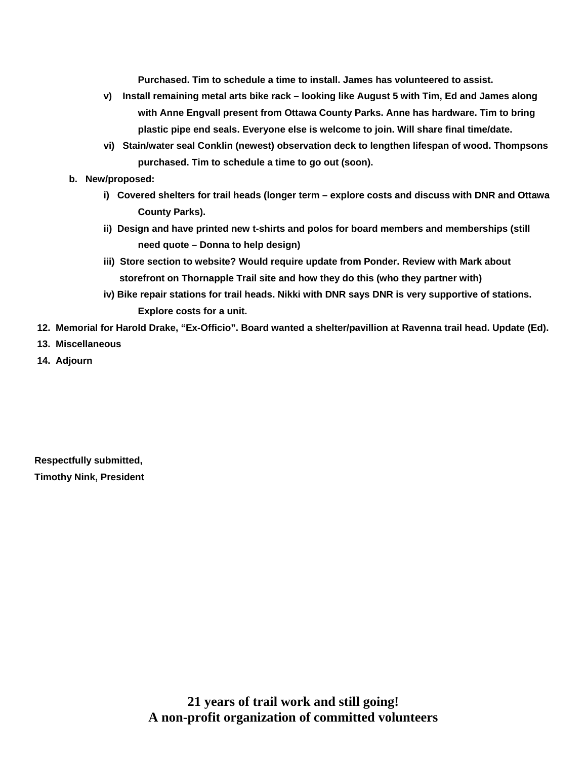**Purchased. Tim to schedule a time to install. James has volunteered to assist.**

- **v) Install remaining metal arts bike rack – looking like August 5 with Tim, Ed and James along with Anne Engvall present from Ottawa County Parks. Anne has hardware. Tim to bring plastic pipe end seals. Everyone else is welcome to join. Will share final time/date.**
- **vi) Stain/water seal Conklin (newest) observation deck to lengthen lifespan of wood. Thompsons purchased. Tim to schedule a time to go out (soon).**

**b. New/proposed:**

- **i) Covered shelters for trail heads (longer term – explore costs and discuss with DNR and Ottawa County Parks).**
- **ii) Design and have printed new t-shirts and polos for board members and memberships (still need quote – Donna to help design)**
- **iii) Store section to website? Would require update from Ponder. Review with Mark about storefront on Thornapple Trail site and how they do this (who they partner with)**
- **iv) Bike repair stations for trail heads. Nikki with DNR says DNR is very supportive of stations. Explore costs for a unit.**

**12. Memorial for Harold Drake, "Ex-Officio". Board wanted a shelter/pavillion at Ravenna trail head. Update (Ed).**

**13. Miscellaneous**

**14. Adjourn**

**Respectfully submitted,**
**Timothy Nink, President**

**21 years of trail work and still going!**
**A non-profit organization of committed volunteers**